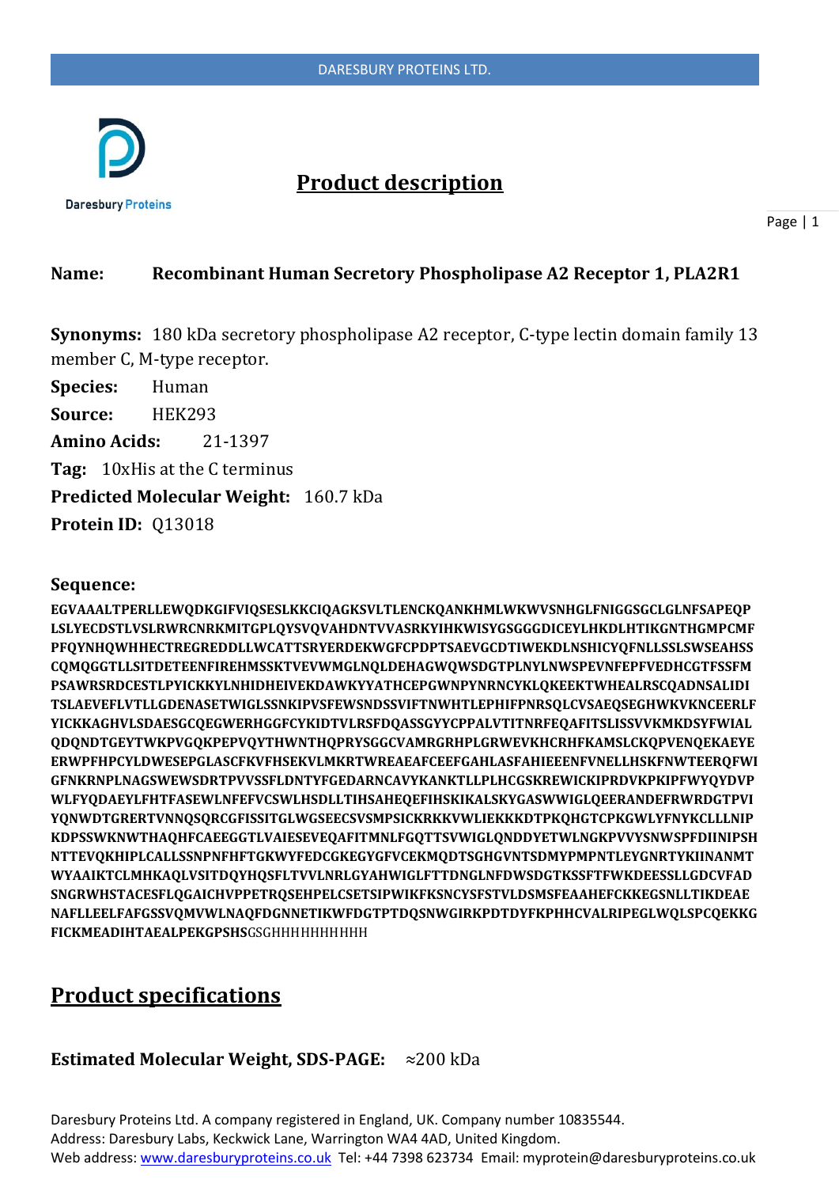## Product description

**Name:** **Recombinant Human Secretory Phospholipase A2 Receptor 1, PLA2R1**

**Synonyms:** 180 kDa secretory phospholipase A2 receptor, C-type lectin domain family 13 member C, M-type receptor.

**Species:** Human

**Source:** HEK293

**Amino Acids:** 21-1397

**Tag:** 10xHis at the C terminus

**Predicted Molecular Weight:** 160.7 kDa

**Protein ID:** Q13018

### Sequence:

**EGVAAALTPERLLEWQDKGIFVIQSESLKKCIQAGKSVLTLENCKQANKHMLWKWVSNHGLFNIGGSGCLGLNFSAPEQP LSLYECDSTLVSLRWRCNRKMITGPLQYSVQVAHDNTVVASRKYIHKWISYGSGGGDICEYLHKDLHTIKGNTHGMPCMF PFQYNHQWHHECTREGREDDLLWCATTSRYERDEKWGFCPDPTSAEVGCDTIWEKDLNSHICYQFNLLSSLSWSEAHSS CQMQGGTLLSITDETEENFIREHMSSKTVEVWMGLNQLDEHAGWQWSDGTPLNYLNWSPEVNFEPFVEDHCGTFSSFM PSAWRSRDCESTLPYICKKYLNHIDHEIVEKDAWKYYATHCEPGWNPYNRNCYKLQKEEKTWHEALRSCQADNSALIDI TSLAEVEFLVTLLGDENASETWIGLSSNKIPVSFEWSNDSSVIFTNWHTLEPHIFPNRSQLCVSAEQSEGHWKVKNCEERLF YICKKAGHVLSDAESGCQEGWERHGGFCYKIDTVLRSFDQASSGYYCPPALVTITNRFEQAFITSLISSVVKMKDSYFWIAL QDQNDTGEYTWKPVGQKPEPVQYTHWNTHQPRYSGGCVAMRGRHPLGRWEVKHCRHFKAMSLCKQPVENQEKAEYE ERWPFHPCYLDWESEPGLASCFKVFHSEKVLMKRTWREAEAFCEEFGAHLASFAHIEEENFVNELLHSKFNWTEERQFWI GFNKRNPLNAGSWEWSDRTPVVSSFLDNTYFGEDARNCAVYKANKTLLPLHCGSKREWICKIPRDVKPKIPFWYQYDVP WLFYQDAEYLFHTFASEWLNFEFVCSWLHSDLLTIHSAHEQEFIHSKIKALSKYGASWWIGLQEERANDEFRWRDGTPVI YQNWDTGRERTVNNQSQRCGFISSITGLWGSEECSVSMPSICKRKKVWLIEKKKDTPKQHGTCPKGWLYFNYKCLLLNIP KDPSSWKNWTHAQHFCAEEGGTLVAIESEVEQAFITMNLFGQTTSVWIGLQNDDYETWLNGKPVVYSNWSPFDIINIPSH NTTEVQKHIPLCALLSSNPNFHFTGKWYFEDCGKEGYGFVCEKMQDTSGHGVNTSDMYPMPNTLEYGNRTYKIINANMT WYAAIKTCLMHKAQLVSITDQYHQSFLTVVLNRLGYAHWIGLFTTDNGLNFDWSDGTKSSFTFWKDEESSLLGDCVFAD SNGRWHSTACESFLQGAICHVPPETRQSEHPELCSETSIPWIKFKSNCYSFSTVLDSMSFEAAHEFCKKEGSNLLTIKDEAE NAFLLEELFAFGSSVQMVWLNAQFDGNNETIKWFDGTPTDQSNWGIRKPDTDYFKPHHCVALRIPEGLWQLSPCQEKKG FICKMEADIHTAEALPEKGPSHS**GSGHHHHHHHHHH

## Product specifications

**Estimated Molecular Weight, SDS-PAGE:** ≈200 kDa

Daresbury Proteins Ltd. A company registered in England, UK. Company number 10835544.
Address: Daresbury Labs, Keckwick Lane, Warrington WA4 4AD, United Kingdom.
Web address: www.daresburyproteins.co.uk Tel: +44 7398 623734 Email: myprotein@daresburyproteins.co.uk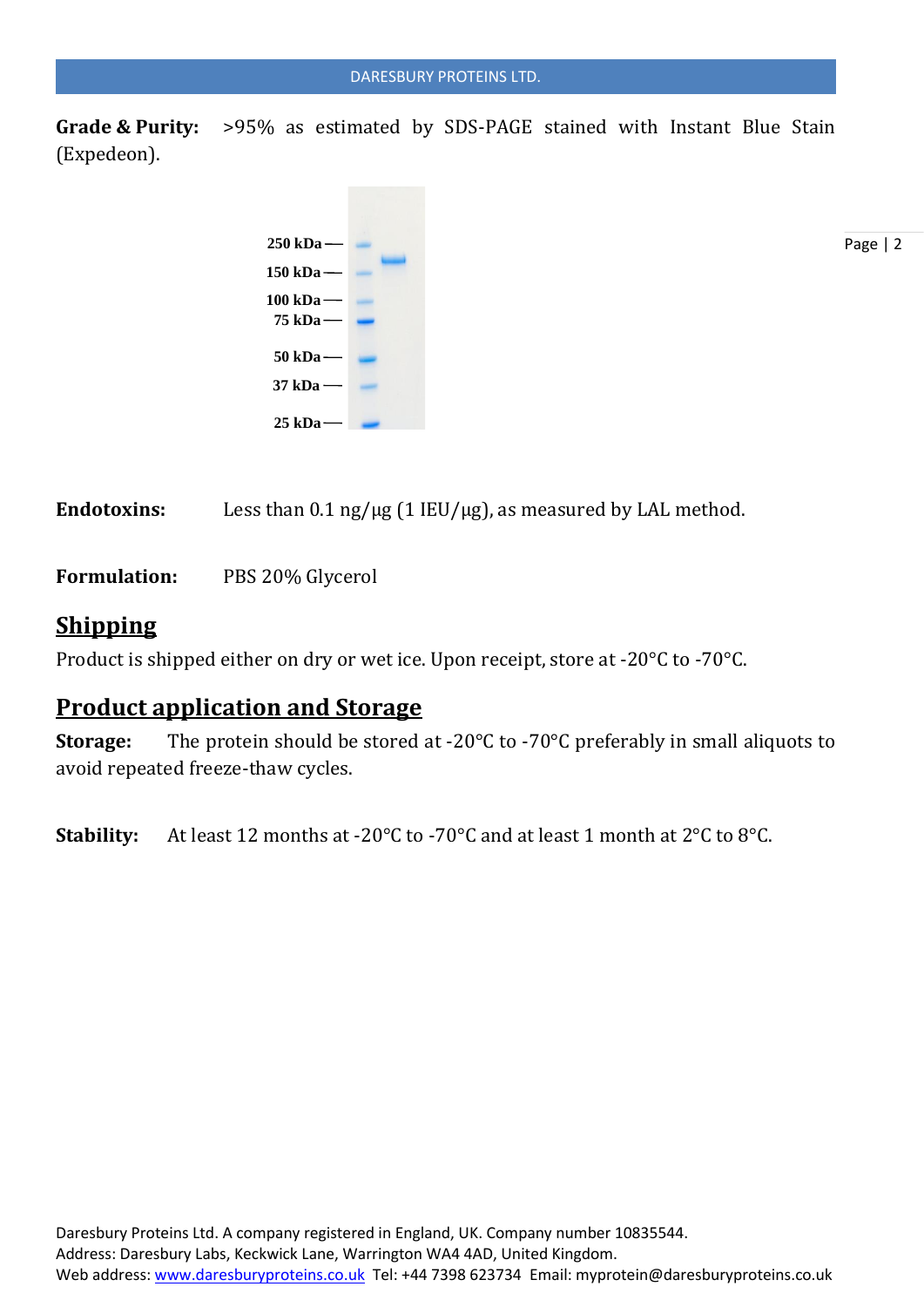**Grade & Purity:** >95% as estimated by SDS-PAGE stained with Instant Blue Stain (Expedeon).

250 kDa
150 kDa
100 kDa
75 kDa
50 kDa
37 kDa
25 kDa

**Endotoxins:** Less than 0.1 ng/µg (1 IEU/µg), as measured by LAL method.

**Formulation:** PBS 20% Glycerol

## Shipping

Product is shipped either on dry or wet ice. Upon receipt, store at -20°C to -70°C.

## Product application and Storage

**Storage:** The protein should be stored at -20°C to -70°C preferably in small aliquots to avoid repeated freeze-thaw cycles.

**Stability:** At least 12 months at -20°C to -70°C and at least 1 month at 2°C to 8°C.

Daresbury Proteins Ltd. A company registered in England, UK. Company number 10835544.
Address: Daresbury Labs, Keckwick Lane, Warrington WA4 4AD, United Kingdom.
Web address: www.daresburyproteins.co.uk Tel: +44 7398 623734 Email: myprotein@daresburyproteins.co.uk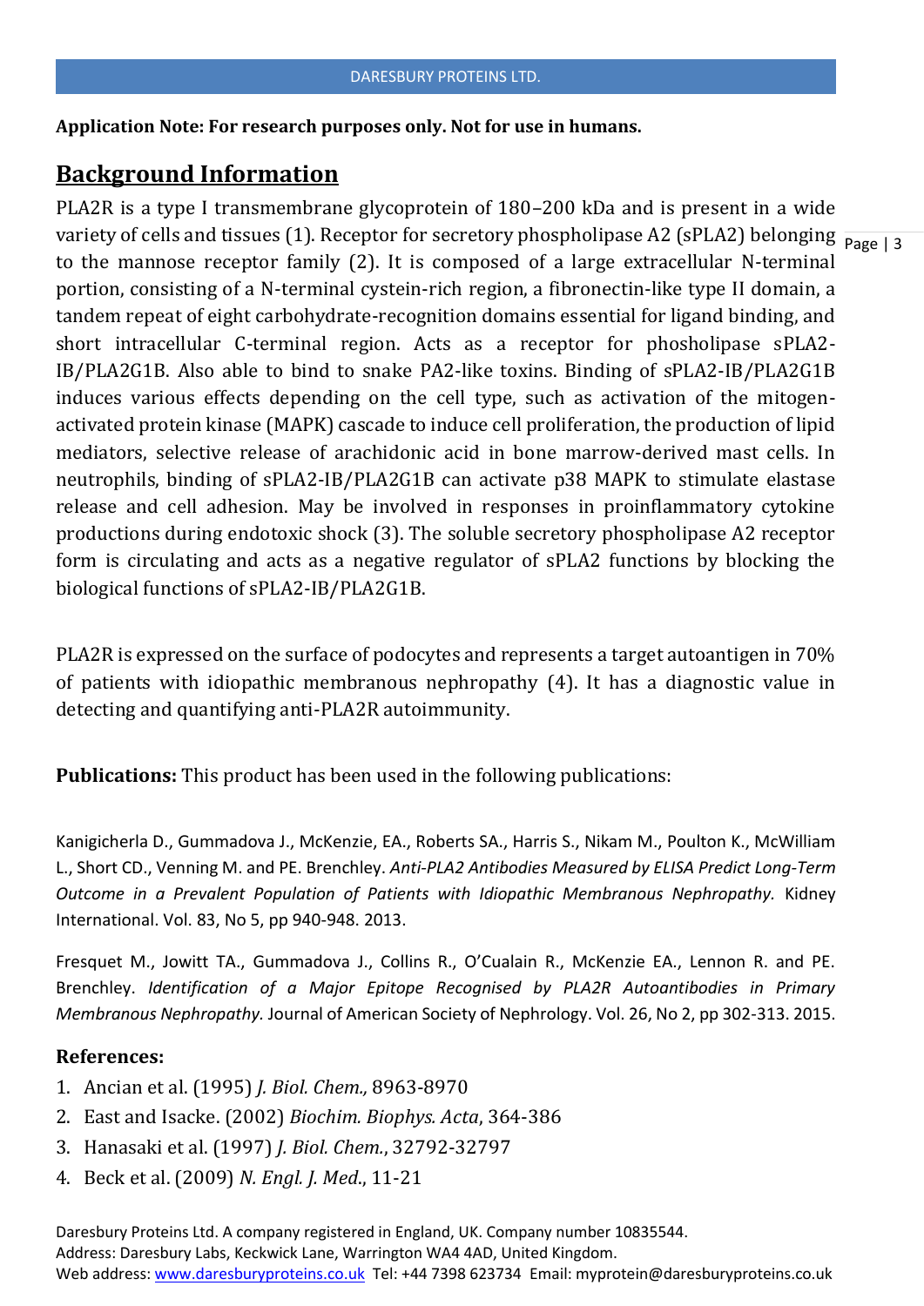**Application Note: For research purposes only. Not for use in humans.**

## Background Information

PLA2R is a type I transmembrane glycoprotein of 180–200 kDa and is present in a wide variety of cells and tissues (1). Receptor for secretory phospholipase A2 (sPLA2) belonging to the mannose receptor family (2). It is composed of a large extracellular N-terminal portion, consisting of a N-terminal cystein-rich region, a fibronectin-like type II domain, a tandem repeat of eight carbohydrate-recognition domains essential for ligand binding, and short intracellular C-terminal region. Acts as a receptor for phosholipase sPLA2-IB/PLA2G1B. Also able to bind to snake PA2-like toxins. Binding of sPLA2-IB/PLA2G1B induces various effects depending on the cell type, such as activation of the mitogen-activated protein kinase (MAPK) cascade to induce cell proliferation, the production of lipid mediators, selective release of arachidonic acid in bone marrow-derived mast cells. In neutrophils, binding of sPLA2-IB/PLA2G1B can activate p38 MAPK to stimulate elastase release and cell adhesion. May be involved in responses in proinflammatory cytokine productions during endotoxic shock (3). The soluble secretory phospholipase A2 receptor form is circulating and acts as a negative regulator of sPLA2 functions by blocking the biological functions of sPLA2-IB/PLA2G1B.

PLA2R is expressed on the surface of podocytes and represents a target autoantigen in 70% of patients with idiopathic membranous nephropathy (4). It has a diagnostic value in detecting and quantifying anti-PLA2R autoimmunity.

**Publications:** This product has been used in the following publications:

Kanigicherla D., Gummadova J., McKenzie, EA., Roberts SA., Harris S., Nikam M., Poulton K., McWilliam L., Short CD., Venning M. and PE. Brenchley. *Anti-PLA2 Antibodies Measured by ELISA Predict Long-Term Outcome in a Prevalent Population of Patients with Idiopathic Membranous Nephropathy.* Kidney International. Vol. 83, No 5, pp 940-948. 2013.

Fresquet M., Jowitt TA., Gummadova J., Collins R., O'Cualain R., McKenzie EA., Lennon R. and PE. Brenchley. *Identification of a Major Epitope Recognised by PLA2R Autoantibodies in Primary Membranous Nephropathy.* Journal of American Society of Nephrology. Vol. 26, No 2, pp 302-313. 2015.

**References:**

1. Ancian et al. (1995) *J. Biol. Chem.,* 8963-8970
2. East and Isacke. (2002) *Biochim. Biophys. Acta*, 364-386
3. Hanasaki et al. (1997) *J. Biol. Chem.*, 32792-32797
4. Beck et al. (2009) *N. Engl. J. Med.*, 11-21

Daresbury Proteins Ltd. A company registered in England, UK. Company number 10835544.
Address: Daresbury Labs, Keckwick Lane, Warrington WA4 4AD, United Kingdom.
Web address: www.daresburyproteins.co.uk Tel: +44 7398 623734 Email: myprotein@daresburyproteins.co.uk